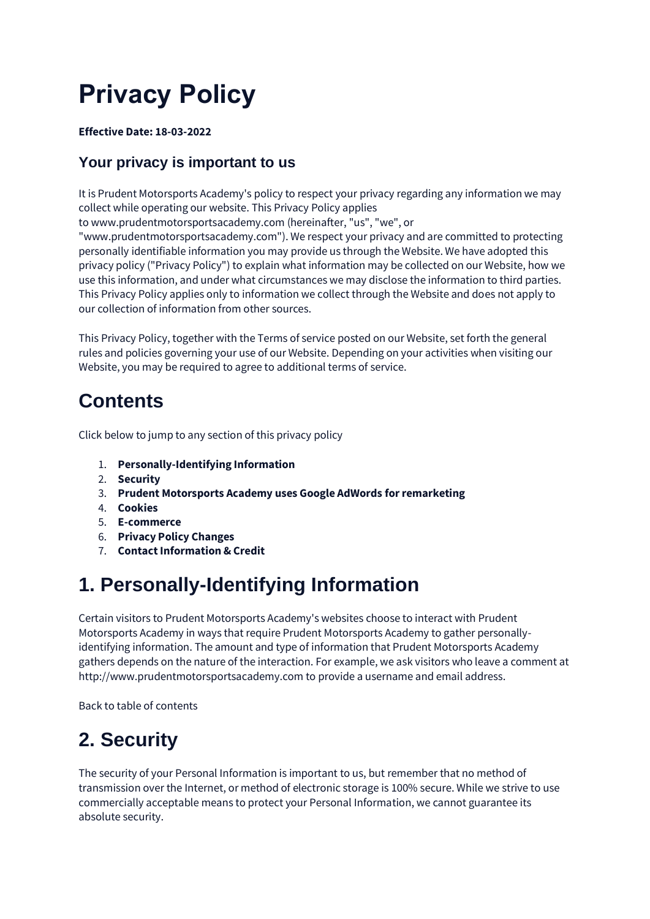# Privacy Policy

**Effective Date: 18-03-2022**

### Your privacy is important to us

It is Prudent Motorsports Academy's policy to respect your privacy regarding any information we may collect while operating our website. This Privacy Policy applies to www.prudentmotorsportsacademy.com (hereinafter, "us", "we", or "www.prudentmotorsportsacademy.com"). We respect your privacy and are committed to protecting personally identifiable information you may provide us through the Website. We have adopted this privacy policy ("Privacy Policy") to explain what information may be collected on our Website, how we use this information, and under what circumstances we may disclose the information to third parties. This Privacy Policy applies only to information we collect through the Website and does not apply to our collection of information from other sources.

This Privacy Policy, together with the Terms of service posted on our Website, set forth the general rules and policies governing your use of our Website. Depending on your activities when visiting our Website, you may be required to agree to additional terms of service.

## Contents

Click below to jump to any section of this privacy policy

1. **Personally-Identifying Information**
2. **Security**
3. **Prudent Motorsports Academy uses Google AdWords for remarketing**
4. **Cookies**
5. **E-commerce**
6. **Privacy Policy Changes**
7. **Contact Information & Credit**

## 1. Personally-Identifying Information

Certain visitors to Prudent Motorsports Academy's websites choose to interact with Prudent Motorsports Academy in ways that require Prudent Motorsports Academy to gather personally-identifying information. The amount and type of information that Prudent Motorsports Academy gathers depends on the nature of the interaction. For example, we ask visitors who leave a comment at http://www.prudentmotorsportsacademy.com to provide a username and email address.

Back to table of contents

## 2. Security

The security of your Personal Information is important to us, but remember that no method of transmission over the Internet, or method of electronic storage is 100% secure. While we strive to use commercially acceptable means to protect your Personal Information, we cannot guarantee its absolute security.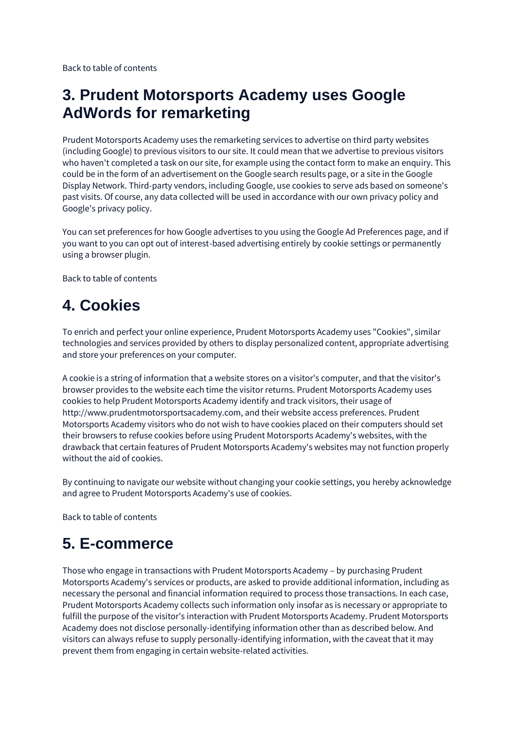Back to table of contents

## 3. Prudent Motorsports Academy uses Google AdWords for remarketing

Prudent Motorsports Academy uses the remarketing services to advertise on third party websites (including Google) to previous visitors to our site. It could mean that we advertise to previous visitors who haven't completed a task on our site, for example using the contact form to make an enquiry. This could be in the form of an advertisement on the Google search results page, or a site in the Google Display Network. Third-party vendors, including Google, use cookies to serve ads based on someone's past visits. Of course, any data collected will be used in accordance with our own privacy policy and Google's privacy policy.

You can set preferences for how Google advertises to you using the Google Ad Preferences page, and if you want to you can opt out of interest-based advertising entirely by cookie settings or permanently using a browser plugin.

Back to table of contents

## 4. Cookies

To enrich and perfect your online experience, Prudent Motorsports Academy uses "Cookies", similar technologies and services provided by others to display personalized content, appropriate advertising and store your preferences on your computer.

A cookie is a string of information that a website stores on a visitor's computer, and that the visitor's browser provides to the website each time the visitor returns. Prudent Motorsports Academy uses cookies to help Prudent Motorsports Academy identify and track visitors, their usage of http://www.prudentmotorsportsacademy.com, and their website access preferences. Prudent Motorsports Academy visitors who do not wish to have cookies placed on their computers should set their browsers to refuse cookies before using Prudent Motorsports Academy's websites, with the drawback that certain features of Prudent Motorsports Academy's websites may not function properly without the aid of cookies.

By continuing to navigate our website without changing your cookie settings, you hereby acknowledge and agree to Prudent Motorsports Academy's use of cookies.

Back to table of contents

## 5. E-commerce

Those who engage in transactions with Prudent Motorsports Academy – by purchasing Prudent Motorsports Academy's services or products, are asked to provide additional information, including as necessary the personal and financial information required to process those transactions. In each case, Prudent Motorsports Academy collects such information only insofar as is necessary or appropriate to fulfill the purpose of the visitor's interaction with Prudent Motorsports Academy. Prudent Motorsports Academy does not disclose personally-identifying information other than as described below. And visitors can always refuse to supply personally-identifying information, with the caveat that it may prevent them from engaging in certain website-related activities.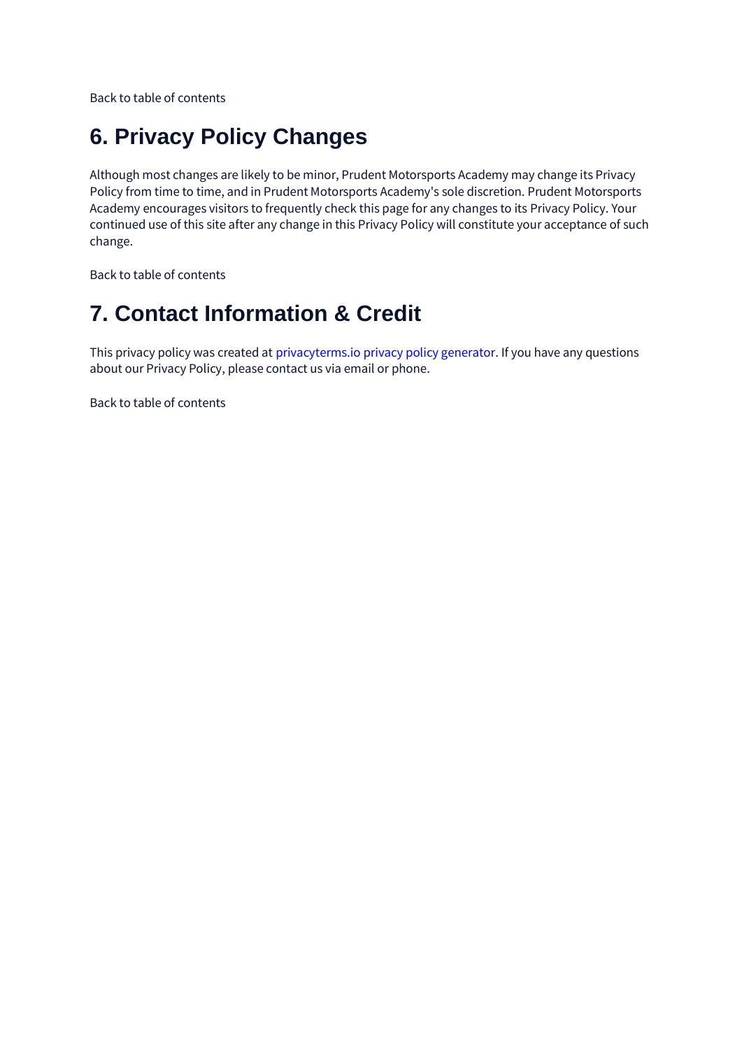Back to table of contents

## 6. Privacy Policy Changes

Although most changes are likely to be minor, Prudent Motorsports Academy may change its Privacy Policy from time to time, and in Prudent Motorsports Academy's sole discretion. Prudent Motorsports Academy encourages visitors to frequently check this page for any changes to its Privacy Policy. Your continued use of this site after any change in this Privacy Policy will constitute your acceptance of such change.

Back to table of contents

## 7. Contact Information & Credit

This privacy policy was created at privacyterms.io privacy policy generator. If you have any questions about our Privacy Policy, please contact us via email or phone.

Back to table of contents